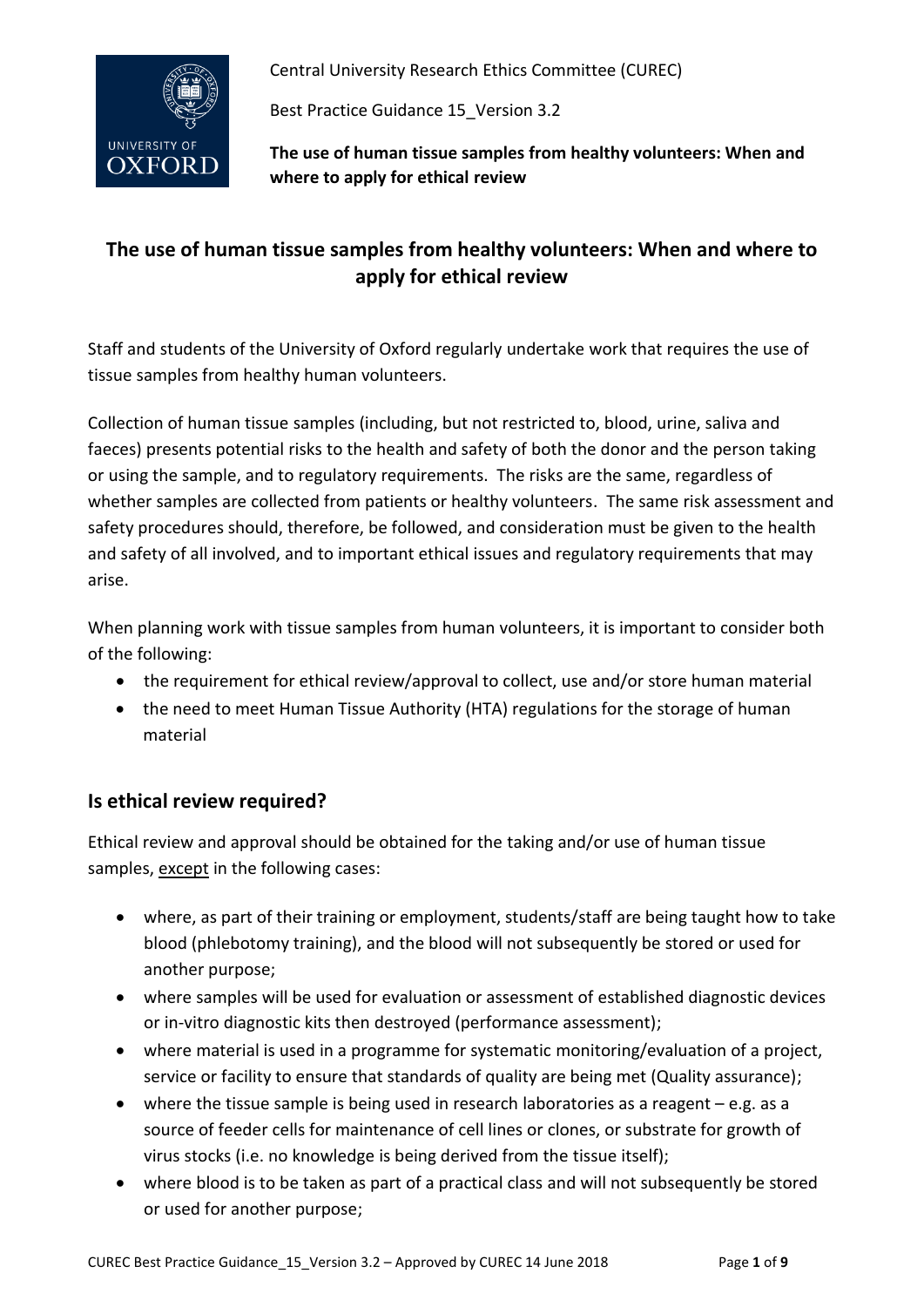Central University Research Ethics Committee (CUREC)

Best Practice Guidance 15_Version 3.2

**The use of human tissue samples from healthy volunteers: When and where to apply for ethical review**

# The use of human tissue samples from healthy volunteers: When and where to apply for ethical review

Staff and students of the University of Oxford regularly undertake work that requires the use of tissue samples from healthy human volunteers.

Collection of human tissue samples (including, but not restricted to, blood, urine, saliva and faeces) presents potential risks to the health and safety of both the donor and the person taking or using the sample, and to regulatory requirements. The risks are the same, regardless of whether samples are collected from patients or healthy volunteers. The same risk assessment and safety procedures should, therefore, be followed, and consideration must be given to the health and safety of all involved, and to important ethical issues and regulatory requirements that may arise.

When planning work with tissue samples from human volunteers, it is important to consider both of the following:

- the requirement for ethical review/approval to collect, use and/or store human material
- the need to meet Human Tissue Authority (HTA) regulations for the storage of human material

## Is ethical review required?

Ethical review and approval should be obtained for the taking and/or use of human tissue samples, except in the following cases:

- where, as part of their training or employment, students/staff are being taught how to take blood (phlebotomy training), and the blood will not subsequently be stored or used for another purpose;
- where samples will be used for evaluation or assessment of established diagnostic devices or in-vitro diagnostic kits then destroyed (performance assessment);
- where material is used in a programme for systematic monitoring/evaluation of a project, service or facility to ensure that standards of quality are being met (Quality assurance);
- where the tissue sample is being used in research laboratories as a reagent – e.g. as a source of feeder cells for maintenance of cell lines or clones, or substrate for growth of virus stocks (i.e. no knowledge is being derived from the tissue itself);
- where blood is to be taken as part of a practical class and will not subsequently be stored or used for another purpose;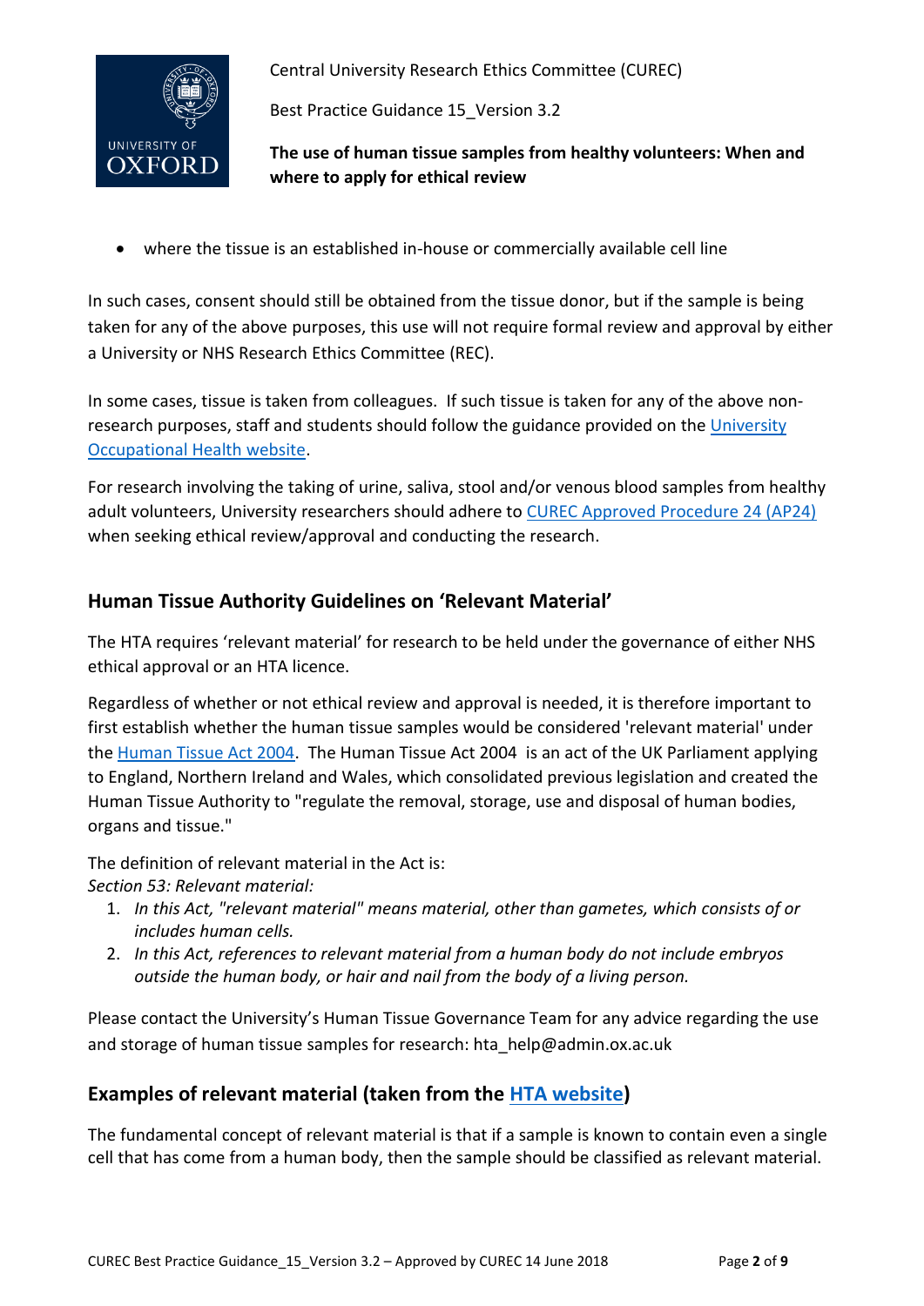- where the tissue is an established in-house or commercially available cell line

In such cases, consent should still be obtained from the tissue donor, but if the sample is being taken for any of the above purposes, this use will not require formal review and approval by either a University or NHS Research Ethics Committee (REC).

In some cases, tissue is taken from colleagues. If such tissue is taken for any of the above non-research purposes, staff and students should follow the guidance provided on the [University Occupational Health website](#).

For research involving the taking of urine, saliva, stool and/or venous blood samples from healthy adult volunteers, University researchers should adhere to [CUREC Approved Procedure 24 (AP24)](#) when seeking ethical review/approval and conducting the research.

## Human Tissue Authority Guidelines on 'Relevant Material'

The HTA requires 'relevant material' for research to be held under the governance of either NHS ethical approval or an HTA licence.

Regardless of whether or not ethical review and approval is needed, it is therefore important to first establish whether the human tissue samples would be considered 'relevant material' under the [Human Tissue Act 2004](#). The Human Tissue Act 2004 is an act of the UK Parliament applying to England, Northern Ireland and Wales, which consolidated previous legislation and created the Human Tissue Authority to "regulate the removal, storage, use and disposal of human bodies, organs and tissue."

The definition of relevant material in the Act is:
*Section 53: Relevant material:*

1. *In this Act, "relevant material" means material, other than gametes, which consists of or includes human cells.*
2. *In this Act, references to relevant material from a human body do not include embryos outside the human body, or hair and nail from the body of a living person.*

Please contact the University's Human Tissue Governance Team for any advice regarding the use and storage of human tissue samples for research: hta_help@admin.ox.ac.uk

## Examples of relevant material (taken from the [HTA website](#))

The fundamental concept of relevant material is that if a sample is known to contain even a single cell that has come from a human body, then the sample should be classified as relevant material.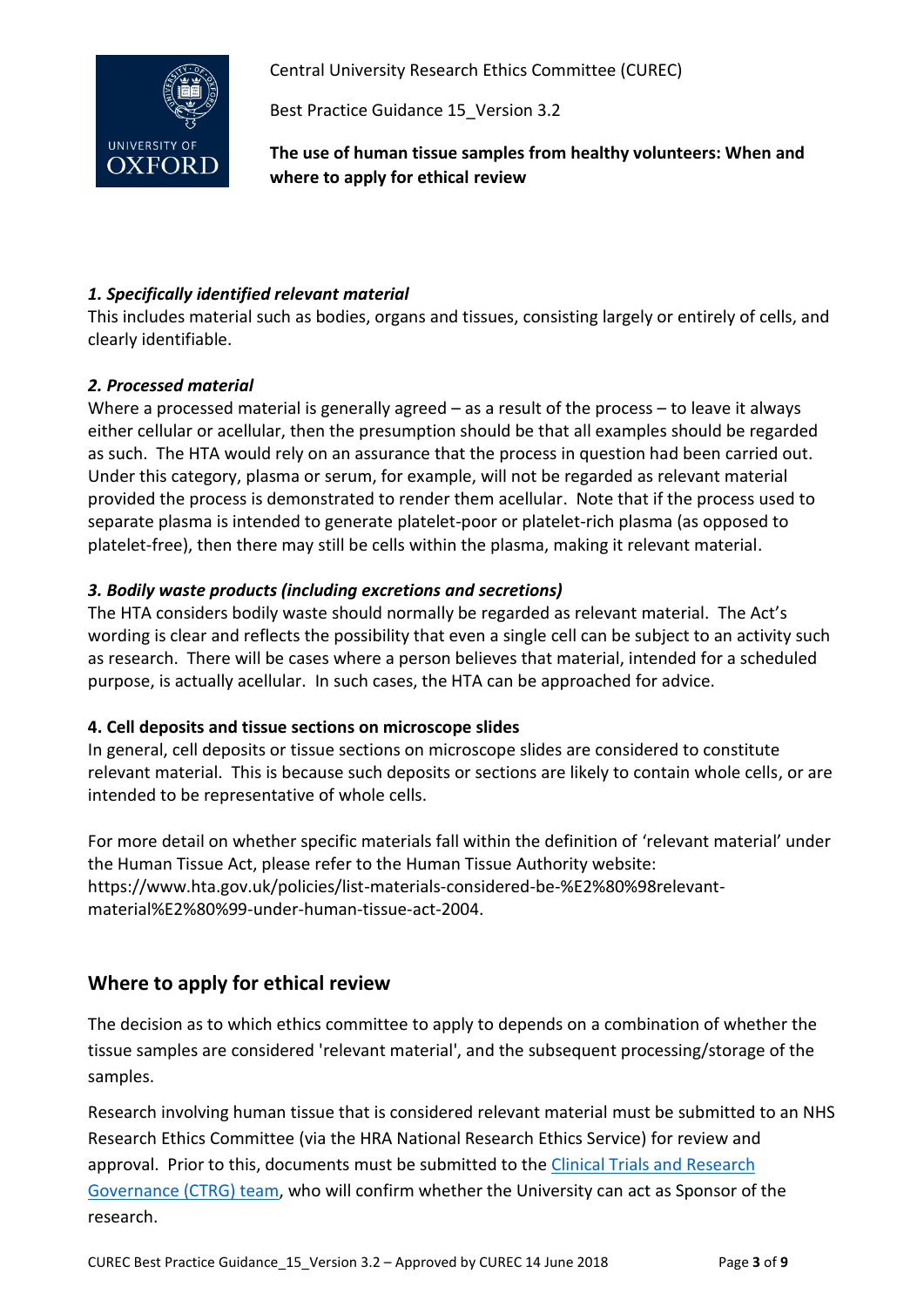### *1. Specifically identified relevant material*

This includes material such as bodies, organs and tissues, consisting largely or entirely of cells, and clearly identifiable.

### *2. Processed material*

Where a processed material is generally agreed – as a result of the process – to leave it always either cellular or acellular, then the presumption should be that all examples should be regarded as such. The HTA would rely on an assurance that the process in question had been carried out. Under this category, plasma or serum, for example, will not be regarded as relevant material provided the process is demonstrated to render them acellular. Note that if the process used to separate plasma is intended to generate platelet-poor or platelet-rich plasma (as opposed to platelet-free), then there may still be cells within the plasma, making it relevant material.

### *3. Bodily waste products (including excretions and secretions)*

The HTA considers bodily waste should normally be regarded as relevant material. The Act's wording is clear and reflects the possibility that even a single cell can be subject to an activity such as research. There will be cases where a person believes that material, intended for a scheduled purpose, is actually acellular. In such cases, the HTA can be approached for advice.

### 4. Cell deposits and tissue sections on microscope slides

In general, cell deposits or tissue sections on microscope slides are considered to constitute relevant material. This is because such deposits or sections are likely to contain whole cells, or are intended to be representative of whole cells.

For more detail on whether specific materials fall within the definition of 'relevant material' under the Human Tissue Act, please refer to the Human Tissue Authority website: https://www.hta.gov.uk/policies/list-materials-considered-be-%E2%80%98relevant-material%E2%80%99-under-human-tissue-act-2004.

## Where to apply for ethical review

The decision as to which ethics committee to apply to depends on a combination of whether the tissue samples are considered 'relevant material', and the subsequent processing/storage of the samples.

Research involving human tissue that is considered relevant material must be submitted to an NHS Research Ethics Committee (via the HRA National Research Ethics Service) for review and approval. Prior to this, documents must be submitted to the Clinical Trials and Research Governance (CTRG) team, who will confirm whether the University can act as Sponsor of the research.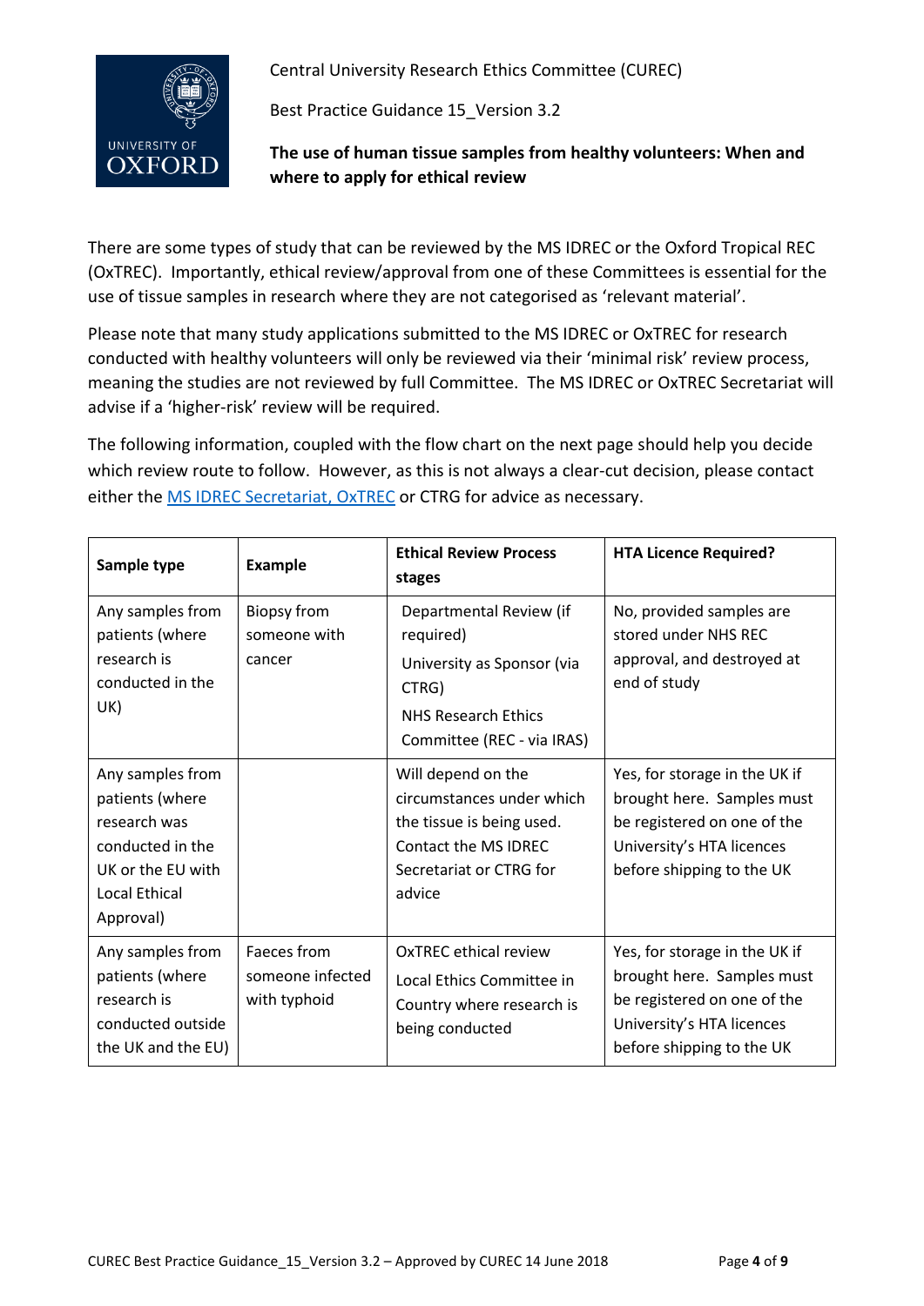Central University Research Ethics Committee (CUREC)

Best Practice Guidance 15_Version 3.2

**The use of human tissue samples from healthy volunteers: When and where to apply for ethical review**

There are some types of study that can be reviewed by the MS IDREC or the Oxford Tropical REC (OxTREC). Importantly, ethical review/approval from one of these Committees is essential for the use of tissue samples in research where they are not categorised as 'relevant material'.

Please note that many study applications submitted to the MS IDREC or OxTREC for research conducted with healthy volunteers will only be reviewed via their 'minimal risk' review process, meaning the studies are not reviewed by full Committee. The MS IDREC or OxTREC Secretariat will advise if a 'higher-risk' review will be required.

The following information, coupled with the flow chart on the next page should help you decide which review route to follow. However, as this is not always a clear-cut decision, please contact either the MS IDREC Secretariat, OxTREC or CTRG for advice as necessary.

| Sample type | Example | Ethical Review Process stages | HTA Licence Required? |
|---|---|---|---|
| Any samples from patients (where research is conducted in the UK) | Biopsy from someone with cancer | Departmental Review (if required)<br>University as Sponsor (via CTRG)<br>NHS Research Ethics Committee (REC - via IRAS) | No, provided samples are stored under NHS REC approval, and destroyed at end of study |
| Any samples from patients (where research was conducted in the UK or the EU with Local Ethical Approval) | | Will depend on the circumstances under which the tissue is being used. Contact the MS IDREC Secretariat or CTRG for advice | Yes, for storage in the UK if brought here. Samples must be registered on one of the University's HTA licences before shipping to the UK |
| Any samples from patients (where research is conducted outside the UK and the EU) | Faeces from someone infected with typhoid | OxTREC ethical review<br>Local Ethics Committee in Country where research is being conducted | Yes, for storage in the UK if brought here. Samples must be registered on one of the University's HTA licences before shipping to the UK |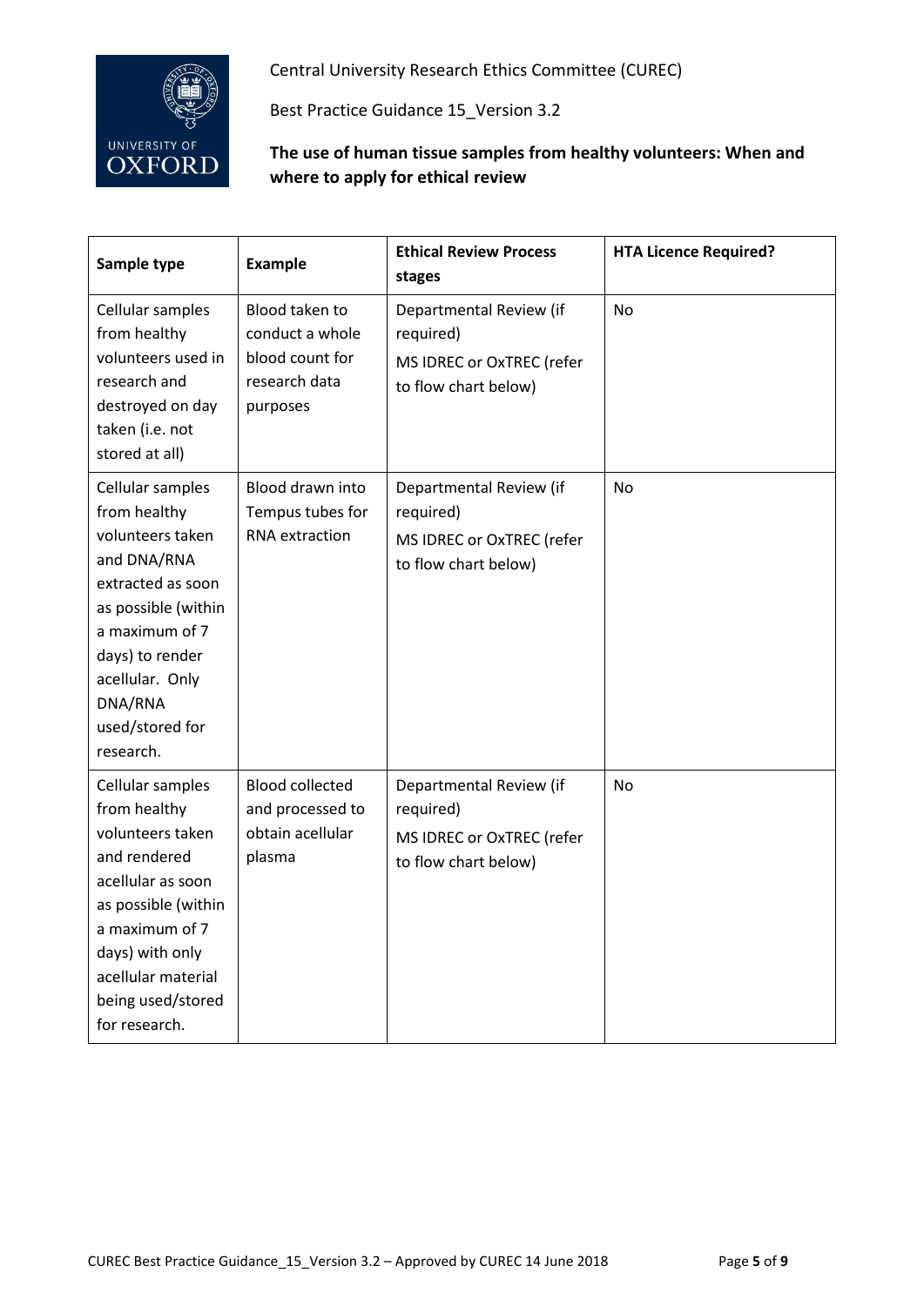Central University Research Ethics Committee (CUREC)

Best Practice Guidance 15_Version 3.2

**The use of human tissue samples from healthy volunteers: When and where to apply for ethical review**

| Sample type | Example | Ethical Review Process stages | HTA Licence Required? |
|---|---|---|---|
| Cellular samples from healthy volunteers used in research and destroyed on day taken (i.e. not stored at all) | Blood taken to conduct a whole blood count for research data purposes | Departmental Review (if required)<br>MS IDREC or OxTREC (refer to flow chart below) | No |
| Cellular samples from healthy volunteers taken and DNA/RNA extracted as soon as possible (within a maximum of 7 days) to render acellular. Only DNA/RNA used/stored for research. | Blood drawn into Tempus tubes for RNA extraction | Departmental Review (if required)<br>MS IDREC or OxTREC (refer to flow chart below) | No |
| Cellular samples from healthy volunteers taken and rendered acellular as soon as possible (within a maximum of 7 days) with only acellular material being used/stored for research. | Blood collected and processed to obtain acellular plasma | Departmental Review (if required)<br>MS IDREC or OxTREC (refer to flow chart below) | No |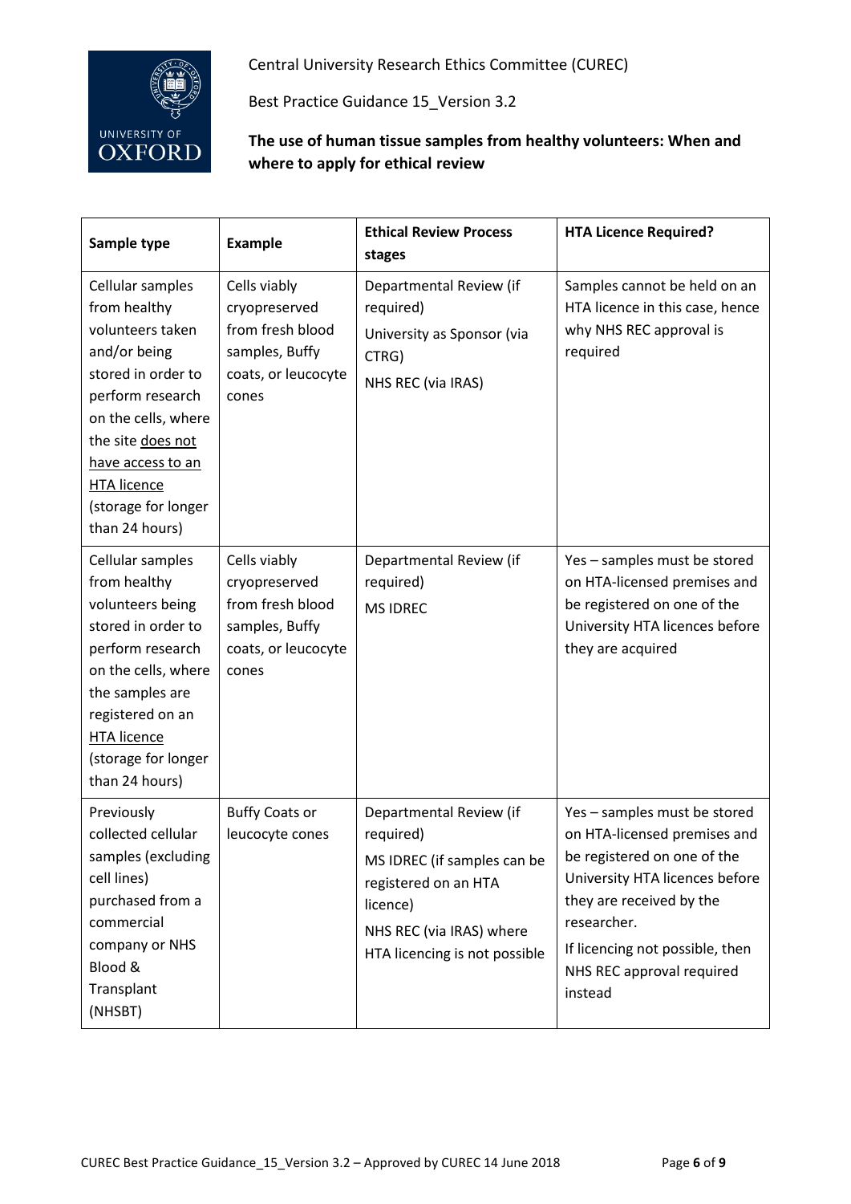| Sample type | Example | Ethical Review Process stages | HTA Licence Required? |
|---|---|---|---|
| Cellular samples from healthy volunteers taken and/or being stored in order to perform research on the cells, where the site does not have access to an HTA licence (storage for longer than 24 hours) | Cells viably cryopreserved from fresh blood samples, Buffy coats, or leucocyte cones | Departmental Review (if required)<br>University as Sponsor (via CTRG)<br>NHS REC (via IRAS) | Samples cannot be held on an HTA licence in this case, hence why NHS REC approval is required |
| Cellular samples from healthy volunteers being stored in order to perform research on the cells, where the samples are registered on an HTA licence (storage for longer than 24 hours) | Cells viably cryopreserved from fresh blood samples, Buffy coats, or leucocyte cones | Departmental Review (if required)<br>MS IDREC | Yes – samples must be stored on HTA-licensed premises and be registered on one of the University HTA licences before they are acquired |
| Previously collected cellular samples (excluding cell lines) purchased from a commercial company or NHS Blood & Transplant (NHSBT) | Buffy Coats or leucocyte cones | Departmental Review (if required)<br>MS IDREC (if samples can be registered on an HTA licence)<br>NHS REC (via IRAS) where HTA licencing is not possible | Yes – samples must be stored on HTA-licensed premises and be registered on one of the University HTA licences before they are received by the researcher.<br>If licencing not possible, then NHS REC approval required instead |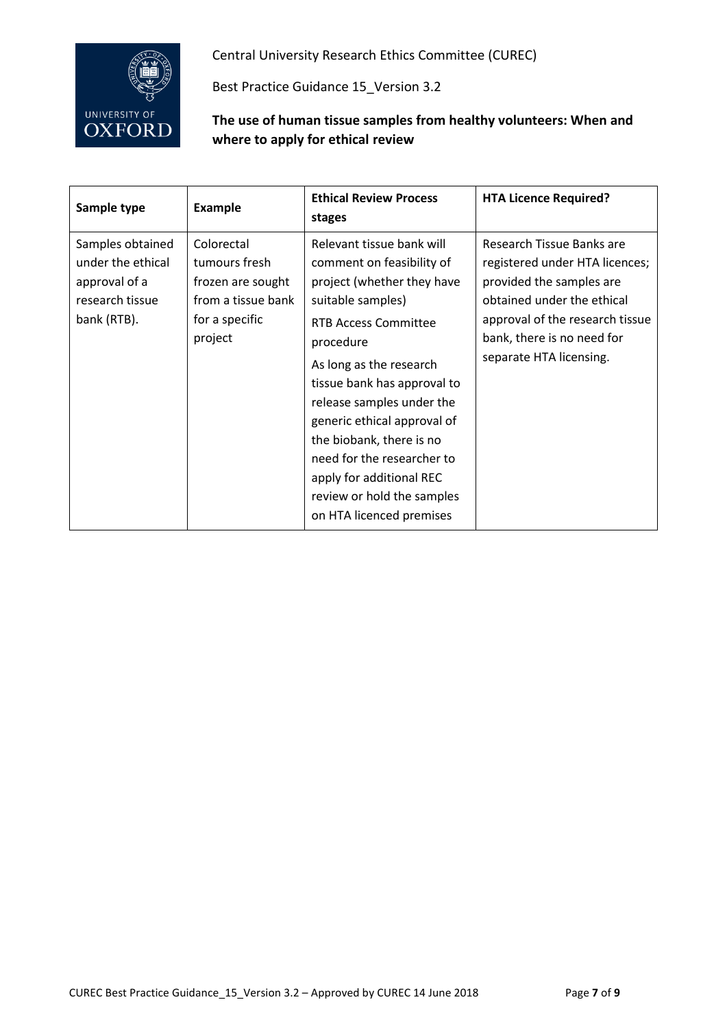| Sample type | Example | Ethical Review Process stages | HTA Licence Required? |
|---|---|---|---|
| Samples obtained under the ethical approval of a research tissue bank (RTB). | Colorectal tumours fresh frozen are sought from a tissue bank for a specific project | Relevant tissue bank will comment on feasibility of project (whether they have suitable samples)<br>RTB Access Committee procedure<br>As long as the research tissue bank has approval to release samples under the generic ethical approval of the biobank, there is no need for the researcher to apply for additional REC review or hold the samples on HTA licenced premises | Research Tissue Banks are registered under HTA licences; provided the samples are obtained under the ethical approval of the research tissue bank, there is no need for separate HTA licensing. |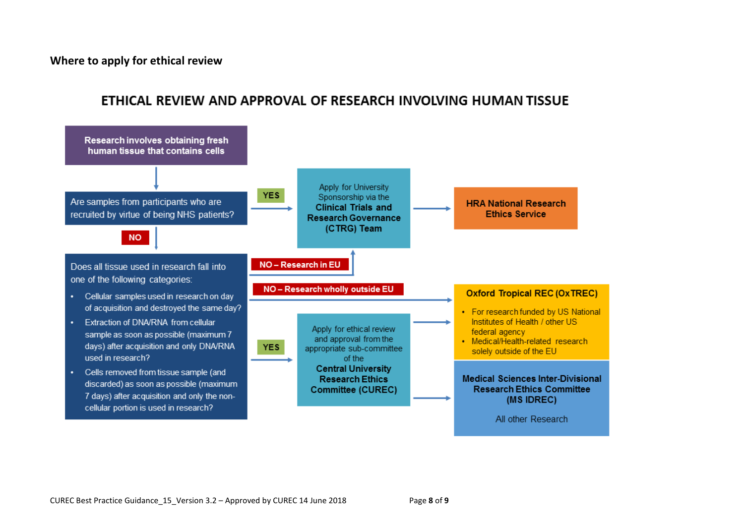## Where to apply for ethical review

### ETHICAL REVIEW AND APPROVAL OF RESEARCH INVOLVING HUMAN TISSUE

**Research involves obtaining fresh human tissue that contains cells**

↓

Are samples from participants who are recruited by virtue of being NHS patients?

- **YES** → Apply for University Sponsorship via the **Clinical Trials and Research Governance (CTRG) Team** → **HRA National Research Ethics Service**
- **NO** ↓

Does all tissue used in research fall into one of the following categories:

- Cellular samples used in research on day of acquisition and destroyed the same day?
- Extraction of DNA/RNA from cellular sample as soon as possible (maximum 7 days) after acquisition and only DNA/RNA used in research?
- Cells removed from tissue sample (and discarded) as soon as possible (maximum 7 days) after acquisition and only the non-cellular portion is used in research?

Outcomes:

- **NO – Research in EU** → Apply for University Sponsorship via the **Clinical Trials and Research Governance (CTRG) Team** → **HRA National Research Ethics Service**
- **NO – Research wholly outside EU** → **Oxford Tropical REC (OxTREC)**
- **YES** → Apply for ethical review and approval from the appropriate sub-committee of the **Central University Research Ethics Committee (CUREC)** →
  - **Oxford Tropical REC (OxTREC)**
    - For research funded by US National Institutes of Health / other US federal agency
    - Medical/Health-related research solely outside of the EU
  - **Medical Sciences Inter-Divisional Research Ethics Committee (MS IDREC)**
    - All other Research

CUREC Best Practice Guidance_15_Version 3.2 – Approved by CUREC 14 June 2018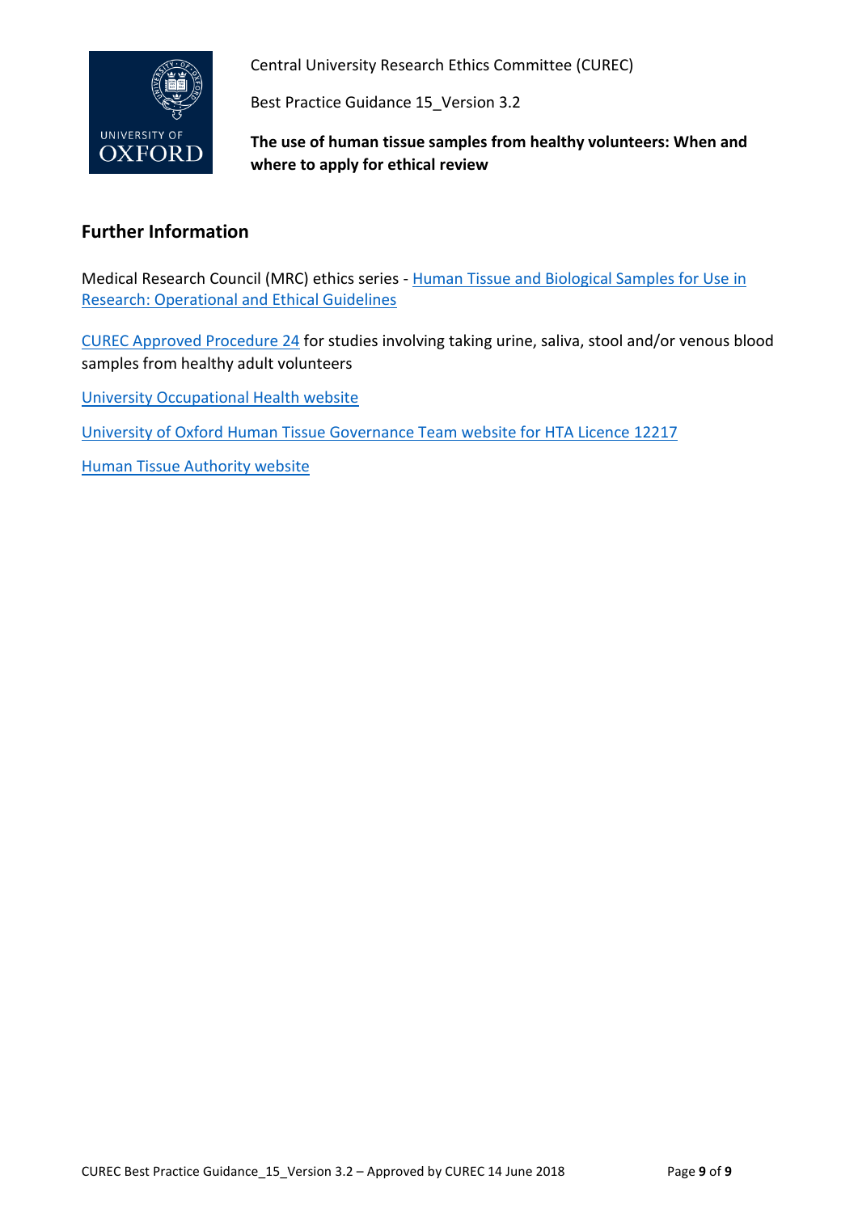## Further Information

Medical Research Council (MRC) ethics series - Human Tissue and Biological Samples for Use in Research: Operational and Ethical Guidelines

CUREC Approved Procedure 24 for studies involving taking urine, saliva, stool and/or venous blood samples from healthy adult volunteers

University Occupational Health website

University of Oxford Human Tissue Governance Team website for HTA Licence 12217

Human Tissue Authority website